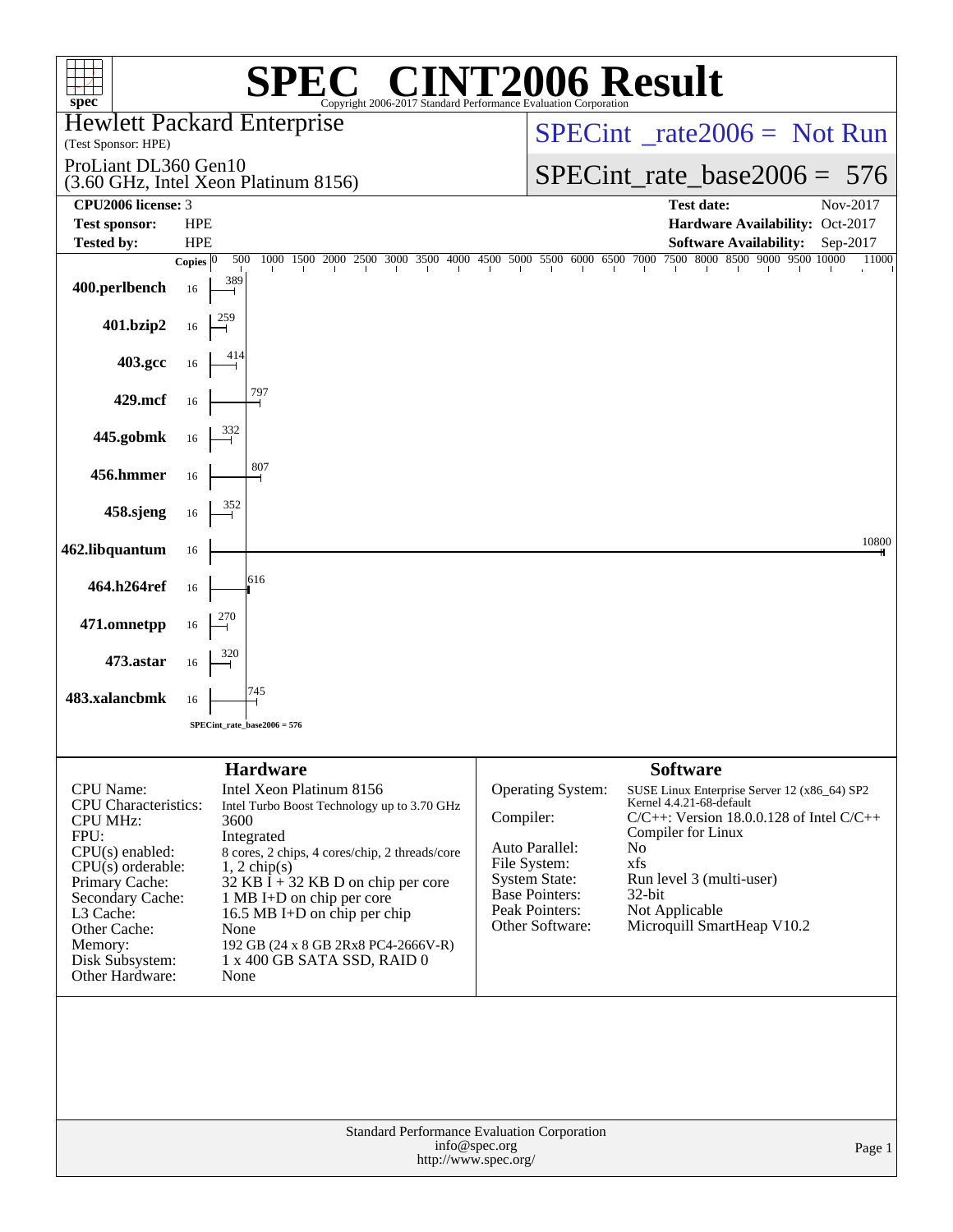# SPEC CINT2006 Result

Copyright 2006-2017 Standard Performance Evaluation Corporation

**Hewlett Packard Enterprise**
(Test Sponsor: HPE)

ProLiant DL360 Gen10
(3.60 GHz, Intel Xeon Platinum 8156)

SPECint_rate2006 = Not Run

SPECint_rate_base2006 = 576

| | | | |
|---|---|---|---|
| **CPU2006 license:** | 3 | **Test date:** | Nov-2017 |
| **Test sponsor:** | HPE | **Hardware Availability:** | Oct-2017 |
| **Tested by:** | HPE | **Software Availability:** | Sep-2017 |

| Benchmark | Copies | Base Ratio |
|---|---|---|
| 400.perlbench | 16 | 389 |
| 401.bzip2 | 16 | 259 |
| 403.gcc | 16 | 414 |
| 429.mcf | 16 | 797 |
| 445.gobmk | 16 | 332 |
| 456.hmmer | 16 | 807 |
| 458.sjeng | 16 | 352 |
| 462.libquantum | 16 | 10800 |
| 464.h264ref | 16 | 616 |
| 471.omnetpp | 16 | 270 |
| 473.astar | 16 | 320 |
| 483.xalancbmk | 16 | 745 |

SPECint_rate_base2006 = 576

## Hardware

| | |
|---|---|
| CPU Name: | Intel Xeon Platinum 8156 |
| CPU Characteristics: | Intel Turbo Boost Technology up to 3.70 GHz |
| CPU MHz: | 3600 |
| FPU: | Integrated |
| CPU(s) enabled: | 8 cores, 2 chips, 4 cores/chip, 2 threads/core |
| CPU(s) orderable: | 1, 2 chip(s) |
| Primary Cache: | 32 KB I + 32 KB D on chip per core |
| Secondary Cache: | 1 MB I+D on chip per core |
| L3 Cache: | 16.5 MB I+D on chip per chip |
| Other Cache: | None |
| Memory: | 192 GB (24 x 8 GB 2Rx8 PC4-2666V-R) |
| Disk Subsystem: | 1 x 400 GB SATA SSD, RAID 0 |
| Other Hardware: | None |

## Software

| | |
|---|---|
| Operating System: | SUSE Linux Enterprise Server 12 (x86_64) SP2 Kernel 4.4.21-68-default |
| Compiler: | C/C++: Version 18.0.0.128 of Intel C/C++ Compiler for Linux |
| Auto Parallel: | No |
| File System: | xfs |
| System State: | Run level 3 (multi-user) |
| Base Pointers: | 32-bit |
| Peak Pointers: | Not Applicable |
| Other Software: | Microquill SmartHeap V10.2 |

Standard Performance Evaluation Corporation
info@spec.org
http://www.spec.org/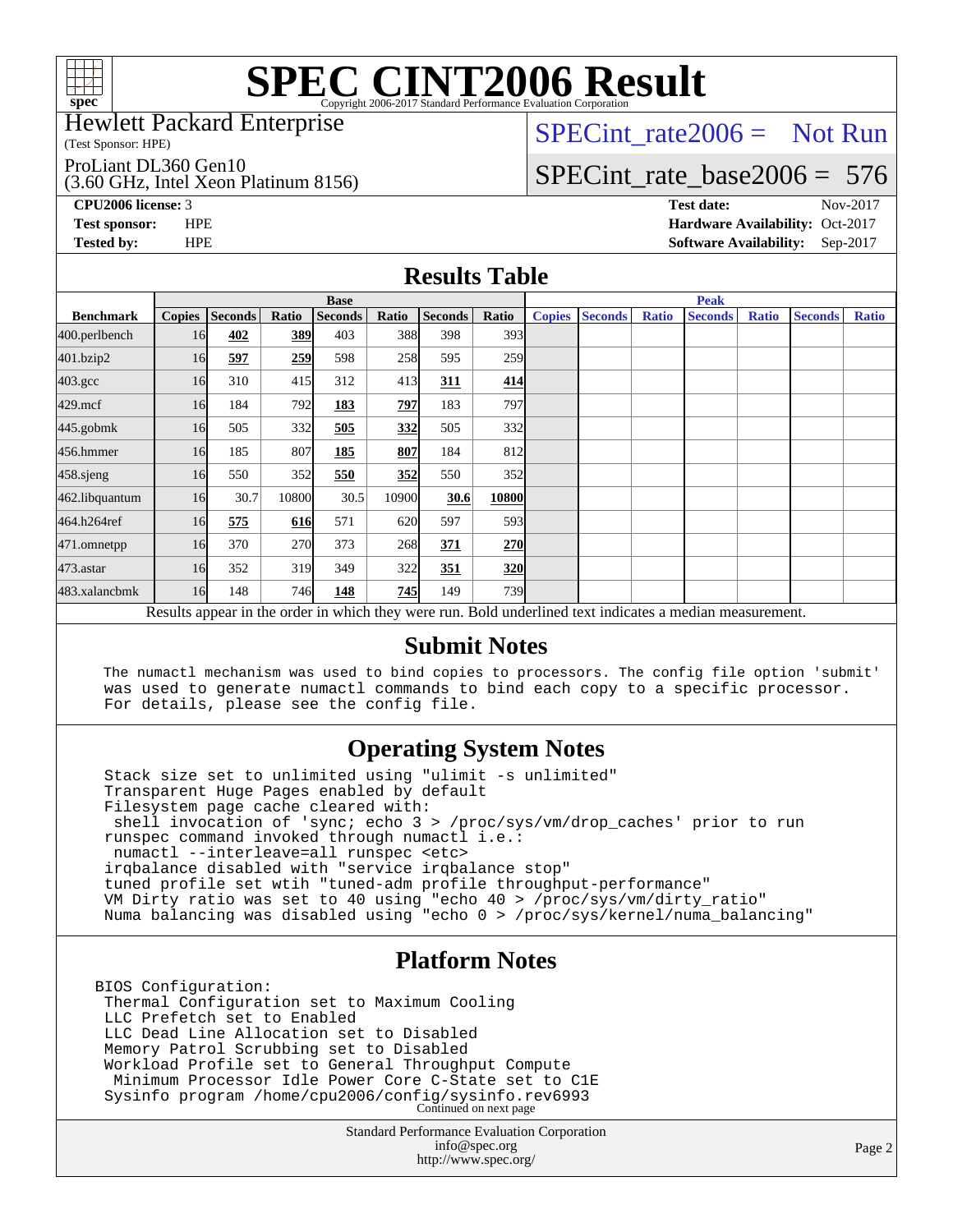# SPEC CINT2006 Result

Copyright 2006-2017 Standard Performance Evaluation Corporation

Hewlett Packard Enterprise
(Test Sponsor: HPE)

ProLiant DL360 Gen10
(3.60 GHz, Intel Xeon Platinum 8156)

SPECint_rate2006 = Not Run

SPECint_rate_base2006 = 576

**CPU2006 license:** 3
**Test sponsor:** HPE
**Tested by:** HPE

**Test date:** Nov-2017
**Hardware Availability:** Oct-2017
**Software Availability:** Sep-2017

## Results Table

| Benchmark | Base | | | | | | | Peak | | | | | | |
|---|---|---|---|---|---|---|---|---|---|---|---|---|---|---|
| | Copies | Seconds | Ratio | Seconds | Ratio | Seconds | Ratio | Copies | Seconds | Ratio | Seconds | Ratio | Seconds | Ratio |
| 400.perlbench | 16 | **402** | **389** | 403 | 388 | 398 | 393 | | | | | | | |
| 401.bzip2 | 16 | **597** | **259** | 598 | 258 | 595 | 259 | | | | | | | |
| 403.gcc | 16 | 310 | 415 | 312 | 413 | **311** | **414** | | | | | | | |
| 429.mcf | 16 | 184 | 792 | **183** | **797** | 183 | 797 | | | | | | | |
| 445.gobmk | 16 | 505 | 332 | **505** | **332** | 505 | 332 | | | | | | | |
| 456.hmmer | 16 | 185 | 807 | **185** | **807** | 184 | 812 | | | | | | | |
| 458.sjeng | 16 | 550 | 352 | **550** | **352** | 550 | 352 | | | | | | | |
| 462.libquantum | 16 | 30.7 | 10800 | 30.5 | 10900 | **30.6** | **10800** | | | | | | | |
| 464.h264ref | 16 | **575** | **616** | 571 | 620 | 597 | 593 | | | | | | | |
| 471.omnetpp | 16 | 370 | 270 | 373 | 268 | **371** | **270** | | | | | | | |
| 473.astar | 16 | 352 | 319 | 349 | 322 | **351** | **320** | | | | | | | |
| 483.xalancbmk | 16 | 148 | 746 | **148** | **745** | 149 | 739 | | | | | | | |

Results appear in the order in which they were run. Bold underlined text indicates a median measurement.

## Submit Notes

```
The numactl mechanism was used to bind copies to processors. The config file option 'submit'
was used to generate numactl commands to bind each copy to a specific processor.
For details, please see the config file.
```

## Operating System Notes

```
Stack size set to unlimited using "ulimit -s unlimited"
Transparent Huge Pages enabled by default
Filesystem page cache cleared with:
 shell invocation of 'sync; echo 3 > /proc/sys/vm/drop_caches' prior to run
runspec command invoked through numactl i.e.:
 numactl --interleave=all runspec <etc>
irqbalance disabled with "service irqbalance stop"
tuned profile set wtih "tuned-adm profile throughput-performance"
VM Dirty ratio was set to 40 using "echo 40 > /proc/sys/vm/dirty_ratio"
Numa balancing was disabled using "echo 0 > /proc/sys/kernel/numa_balancing"
```

## Platform Notes

```
BIOS Configuration:
 Thermal Configuration set to Maximum Cooling
 LLC Prefetch set to Enabled
 LLC Dead Line Allocation set to Disabled
 Memory Patrol Scrubbing set to Disabled
 Workload Profile set to General Throughput Compute
  Minimum Processor Idle Power Core C-State set to C1E
 Sysinfo program /home/cpu2006/config/sysinfo.rev6993
```

Continued on next page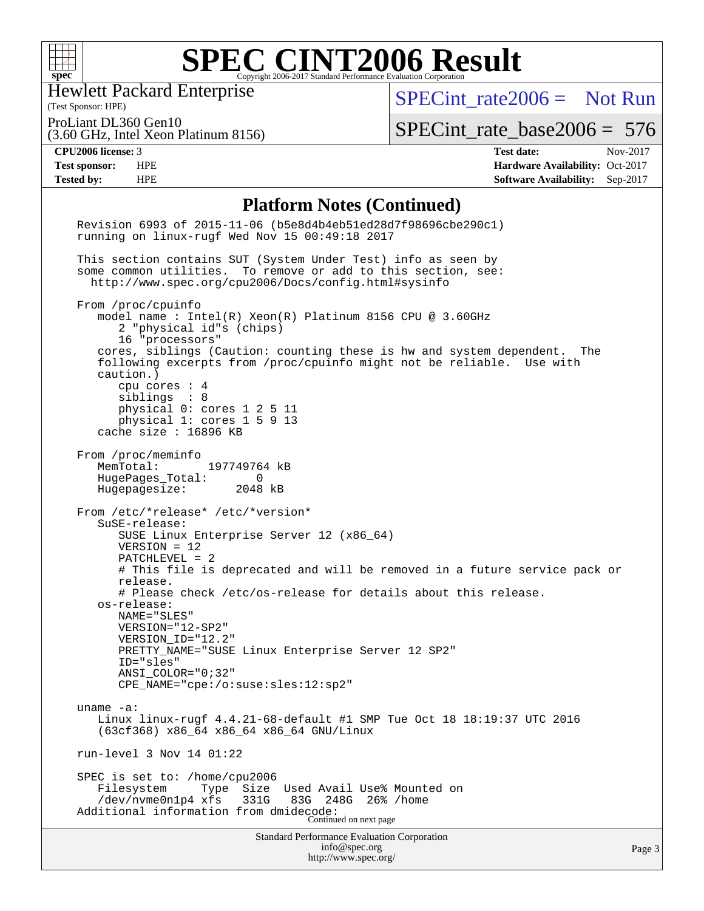# SPEC CINT2006 Result

Hewlett Packard Enterprise
(Test Sponsor: HPE)

ProLiant DL360 Gen10
(3.60 GHz, Intel Xeon Platinum 8156)

SPECint_rate2006 = Not Run

SPECint_rate_base2006 = 576

**CPU2006 license:** 3
**Test sponsor:** HPE
**Tested by:** HPE

**Test date:** Nov-2017
**Hardware Availability:** Oct-2017
**Software Availability:** Sep-2017

## Platform Notes (Continued)

```
Revision 6993 of 2015-11-06 (b5e8d4b4eb51ed28d7f98696cbe290c1)
running on linux-rugf Wed Nov 15 00:49:18 2017

This section contains SUT (System Under Test) info as seen by
some common utilities.  To remove or add to this section, see:
  http://www.spec.org/cpu2006/Docs/config.html#sysinfo

From /proc/cpuinfo
   model name : Intel(R) Xeon(R) Platinum 8156 CPU @ 3.60GHz
      2 "physical id"s (chips)
      16 "processors"
   cores, siblings (Caution: counting these is hw and system dependent.  The
   following excerpts from /proc/cpuinfo might not be reliable.  Use with
   caution.)
      cpu cores : 4
      siblings  : 8
      physical 0: cores 1 2 5 11
      physical 1: cores 1 5 9 13
   cache size : 16896 KB

From /proc/meminfo
   MemTotal:       197749764 kB
   HugePages_Total:       0
   Hugepagesize:       2048 kB

From /etc/*release* /etc/*version*
   SuSE-release:
      SUSE Linux Enterprise Server 12 (x86_64)
      VERSION = 12
      PATCHLEVEL = 2
      # This file is deprecated and will be removed in a future service pack or
      release.
      # Please check /etc/os-release for details about this release.
   os-release:
      NAME="SLES"
      VERSION="12-SP2"
      VERSION_ID="12.2"
      PRETTY_NAME="SUSE Linux Enterprise Server 12 SP2"
      ID="sles"
      ANSI_COLOR="0;32"
      CPE_NAME="cpe:/o:suse:sles:12:sp2"

uname -a:
   Linux linux-rugf 4.4.21-68-default #1 SMP Tue Oct 18 18:19:37 UTC 2016
   (63cf368) x86_64 x86_64 x86_64 GNU/Linux

run-level 3 Nov 14 01:22

SPEC is set to: /home/cpu2006
   Filesystem     Type  Size  Used Avail Use% Mounted on
   /dev/nvme0n1p4 xfs   331G   83G  248G  26% /home
Additional information from dmidecode:
```

Continued on next page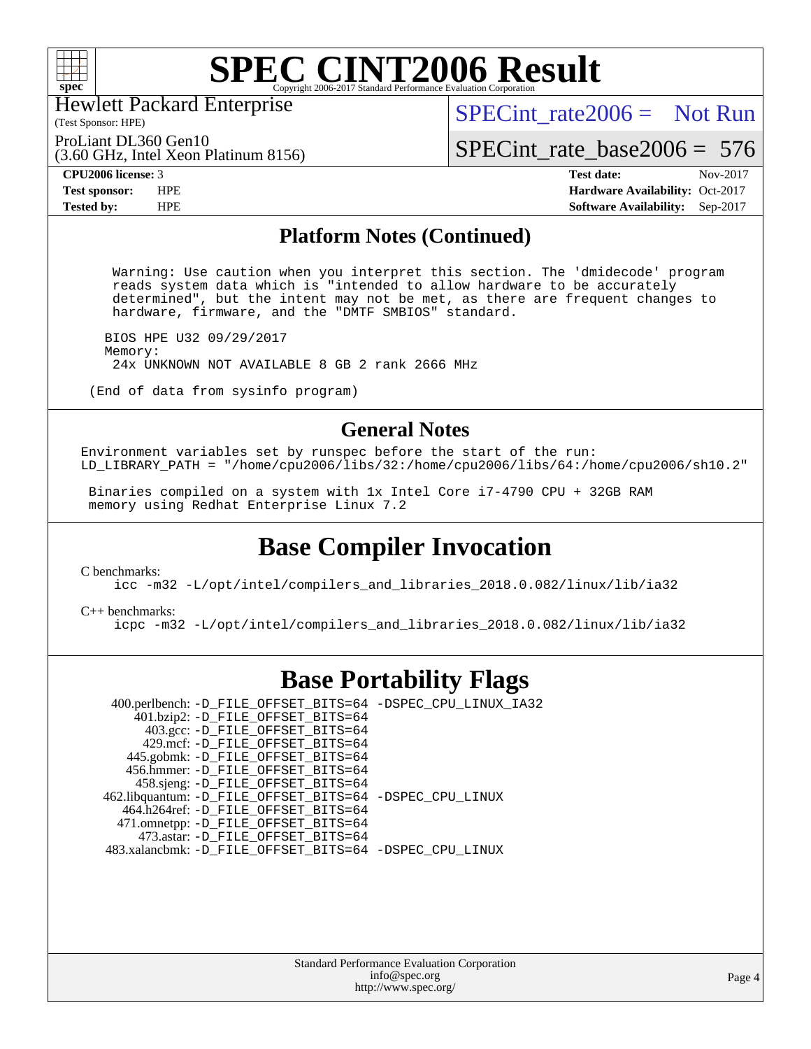# SPEC CINT2006 Result

Hewlett Packard Enterprise
(Test Sponsor: HPE)

ProLiant DL360 Gen10
(3.60 GHz, Intel Xeon Platinum 8156)

SPECint_rate2006 = Not Run

SPECint_rate_base2006 = 576

**CPU2006 license:** 3
**Test sponsor:** HPE
**Tested by:** HPE

**Test date:** Nov-2017
**Hardware Availability:** Oct-2017
**Software Availability:** Sep-2017

## Platform Notes (Continued)

```
  Warning: Use caution when you interpret this section. The 'dmidecode' program
  reads system data which is "intended to allow hardware to be accurately
  determined", but the intent may not be met, as there are frequent changes to
  hardware, firmware, and the "DMTF SMBIOS" standard.

 BIOS HPE U32 09/29/2017
 Memory:
  24x UNKNOWN NOT AVAILABLE 8 GB 2 rank 2666 MHz

(End of data from sysinfo program)
```

## General Notes

```
Environment variables set by runspec before the start of the run:
LD_LIBRARY_PATH = "/home/cpu2006/libs/32:/home/cpu2006/libs/64:/home/cpu2006/sh10.2"

 Binaries compiled on a system with 1x Intel Core i7-4790 CPU + 32GB RAM
 memory using Redhat Enterprise Linux 7.2
```

## Base Compiler Invocation

C benchmarks:
```
icc -m32 -L/opt/intel/compilers_and_libraries_2018.0.082/linux/lib/ia32
```

C++ benchmarks:
```
icpc -m32 -L/opt/intel/compilers_and_libraries_2018.0.082/linux/lib/ia32
```

## Base Portability Flags

```
   400.perlbench: -D_FILE_OFFSET_BITS=64 -DSPEC_CPU_LINUX_IA32
       401.bzip2: -D_FILE_OFFSET_BITS=64
         403.gcc: -D_FILE_OFFSET_BITS=64
         429.mcf: -D_FILE_OFFSET_BITS=64
       445.gobmk: -D_FILE_OFFSET_BITS=64
       456.hmmer: -D_FILE_OFFSET_BITS=64
       458.sjeng: -D_FILE_OFFSET_BITS=64
  462.libquantum: -D_FILE_OFFSET_BITS=64 -DSPEC_CPU_LINUX
     464.h264ref: -D_FILE_OFFSET_BITS=64
     471.omnetpp: -D_FILE_OFFSET_BITS=64
       473.astar: -D_FILE_OFFSET_BITS=64
   483.xalancbmk: -D_FILE_OFFSET_BITS=64 -DSPEC_CPU_LINUX
```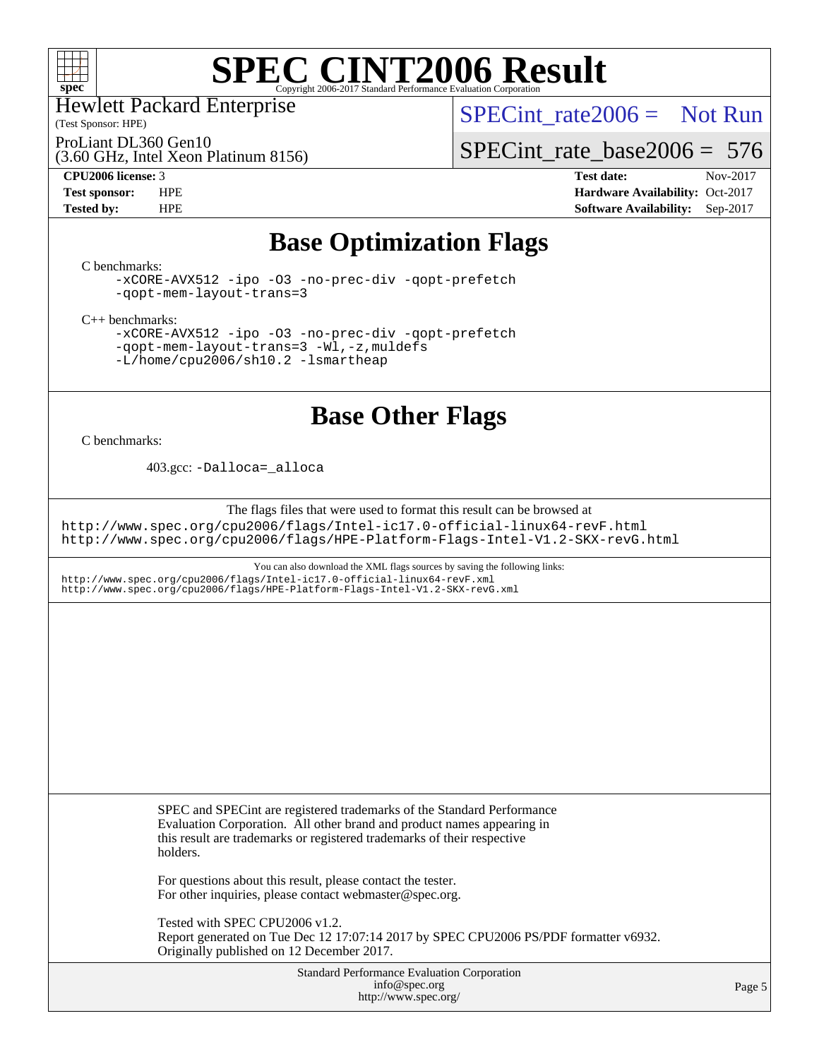# SPEC CINT2006 Result

Copyright 2006-2017 Standard Performance Evaluation Corporation

Hewlett Packard Enterprise
(Test Sponsor: HPE)

ProLiant DL360 Gen10
(3.60 GHz, Intel Xeon Platinum 8156)

SPECint_rate2006 = Not Run

SPECint_rate_base2006 = 576

| | | | |
|---|---|---|---|
| **CPU2006 license:** 3 | | **Test date:** | Nov-2017 |
| **Test sponsor:** | HPE | **Hardware Availability:** | Oct-2017 |
| **Tested by:** | HPE | **Software Availability:** | Sep-2017 |

## Base Optimization Flags

C benchmarks:

```
-xCORE-AVX512 -ipo -O3 -no-prec-div -qopt-prefetch
-qopt-mem-layout-trans=3
```

C++ benchmarks:

```
-xCORE-AVX512 -ipo -O3 -no-prec-div -qopt-prefetch
-qopt-mem-layout-trans=3 -Wl,-z,muldefs
-L/home/cpu2006/sh10.2 -lsmartheap
```

## Base Other Flags

C benchmarks:

403.gcc: `-Dalloca=_alloca`

The flags files that were used to format this result can be browsed at
http://www.spec.org/cpu2006/flags/Intel-ic17.0-official-linux64-revF.html
http://www.spec.org/cpu2006/flags/HPE-Platform-Flags-Intel-V1.2-SKX-revG.html

You can also download the XML flags sources by saving the following links:
http://www.spec.org/cpu2006/flags/Intel-ic17.0-official-linux64-revF.xml
http://www.spec.org/cpu2006/flags/HPE-Platform-Flags-Intel-V1.2-SKX-revG.xml

SPEC and SPECint are registered trademarks of the Standard Performance Evaluation Corporation. All other brand and product names appearing in this result are trademarks or registered trademarks of their respective holders.

For questions about this result, please contact the tester.
For other inquiries, please contact webmaster@spec.org.

Tested with SPEC CPU2006 v1.2.
Report generated on Tue Dec 12 17:07:14 2017 by SPEC CPU2006 PS/PDF formatter v6932.
Originally published on 12 December 2017.

Standard Performance Evaluation Corporation
info@spec.org
http://www.spec.org/